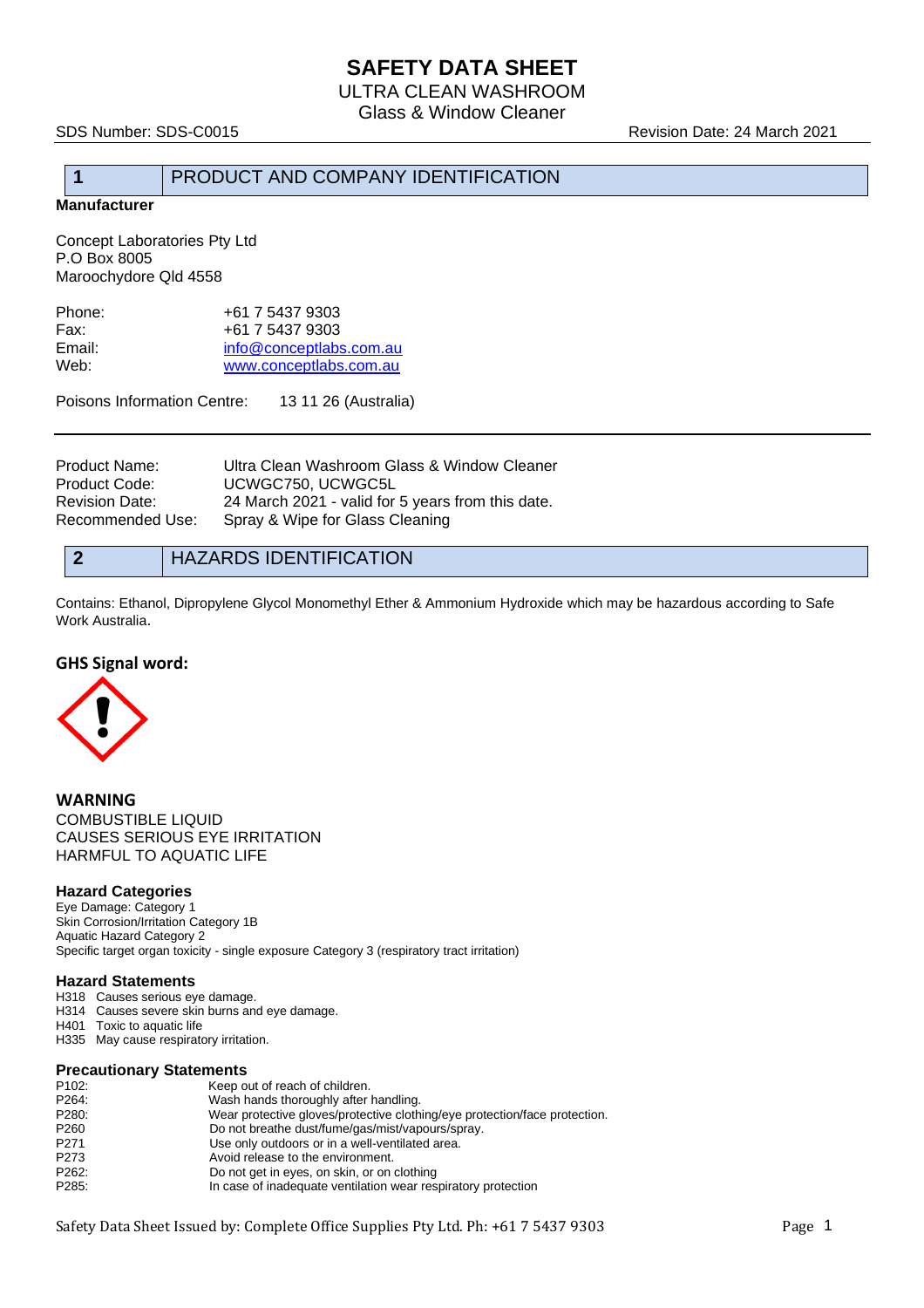# SAFETY DATA SHEET

ULTRA CLEAN WASHROOM
Glass & Window Cleaner

SDS Number: SDS-C0015 Revision Date: 24 March 2021

## 1 PRODUCT AND COMPANY IDENTIFICATION

**Manufacturer**

Concept Laboratories Pty Ltd
P.O Box 8005
Maroochydore Qld 4558

| | |
|---|---|
| Phone: | +61 7 5437 9303 |
| Fax: | +61 7 5437 9303 |
| Email: | info@conceptlabs.com.au |
| Web: | www.conceptlabs.com.au |

Poisons Information Centre: 13 11 26 (Australia)

| | |
|---|---|
| Product Name: | Ultra Clean Washroom Glass & Window Cleaner |
| Product Code: | UCWGC750, UCWGC5L |
| Revision Date: | 24 March 2021 - valid for 5 years from this date. |
| Recommended Use: | Spray & Wipe for Glass Cleaning |

## 2 HAZARDS IDENTIFICATION

Contains: Ethanol, Dipropylene Glycol Monomethyl Ether & Ammonium Hydroxide which may be hazardous according to Safe Work Australia.

### GHS Signal word:

**WARNING**
COMBUSTIBLE LIQUID
CAUSES SERIOUS EYE IRRITATION
HARMFUL TO AQUATIC LIFE

### Hazard Categories

Eye Damage: Category 1
Skin Corrosion/Irritation Category 1B
Aquatic Hazard Category 2
Specific target organ toxicity - single exposure Category 3 (respiratory tract irritation)

### Hazard Statements

H318 Causes serious eye damage.
H314 Causes severe skin burns and eye damage.
H401 Toxic to aquatic life
H335 May cause respiratory irritation.

### Precautionary Statements

| | |
|---|---|
| P102: | Keep out of reach of children. |
| P264: | Wash hands thoroughly after handling. |
| P280: | Wear protective gloves/protective clothing/eye protection/face protection. |
| P260 | Do not breathe dust/fume/gas/mist/vapours/spray. |
| P271 | Use only outdoors or in a well-ventilated area. |
| P273 | Avoid release to the environment. |
| P262: | Do not get in eyes, on skin, or on clothing |
| P285: | In case of inadequate ventilation wear respiratory protection |

Safety Data Sheet Issued by: Complete Office Supplies Pty Ltd. Ph: +61 7 5437 9303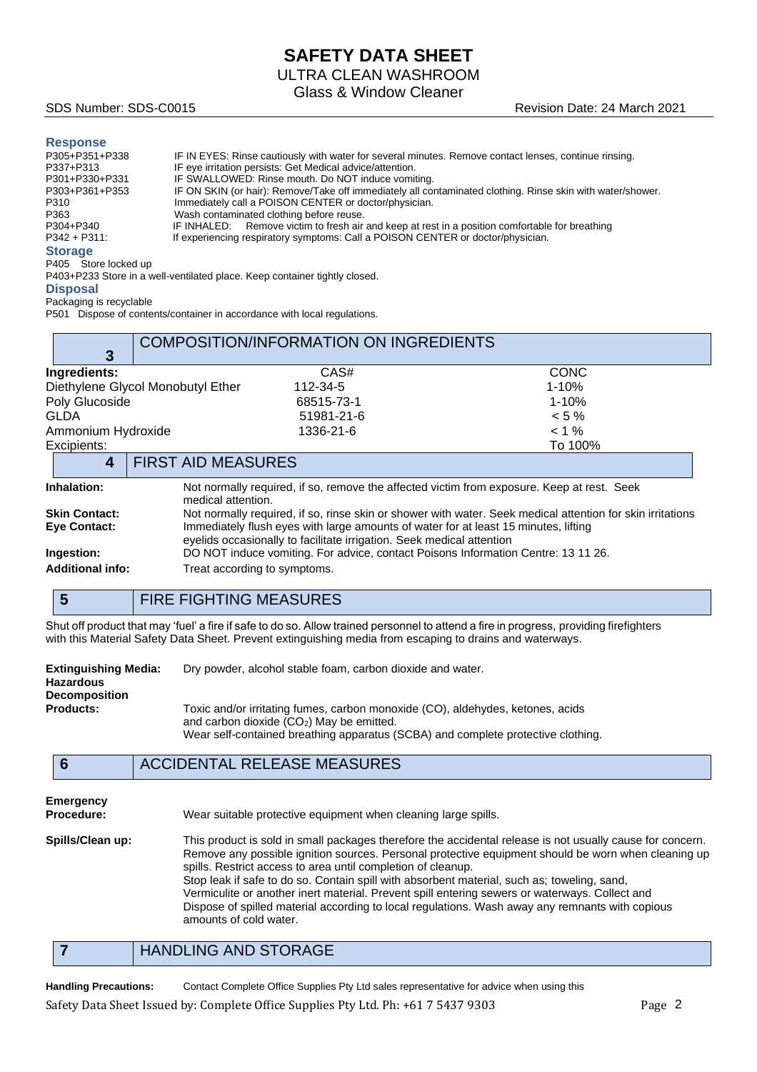### Response

| | |
|---|---|
| P305+P351+P338 | IF IN EYES: Rinse cautiously with water for several minutes. Remove contact lenses, continue rinsing. |
| P337+P313 | IF eye irritation persists: Get Medical advice/attention. |
| P301+P330+P331 | IF SWALLOWED: Rinse mouth. Do NOT induce vomiting. |
| P303+P361+P353 | IF ON SKIN (or hair): Remove/Take off immediately all contaminated clothing. Rinse skin with water/shower. |
| P310 | Immediately call a POISON CENTER or doctor/physician. |
| P363 | Wash contaminated clothing before reuse. |
| P304+P340 | IF INHALED: Remove victim to fresh air and keep at rest in a position comfortable for breathing |
| P342 + P311: | If experiencing respiratory symptoms: Call a POISON CENTER or doctor/physician. |

### Storage

P405 Store locked up

P403+P233 Store in a well-ventilated place. Keep container tightly closed.

### Disposal

Packaging is recyclable

P501 Dispose of contents/container in accordance with local regulations.

## 3 COMPOSITION/INFORMATION ON INGREDIENTS

| Ingredients: | CAS# | CONC |
|---|---|---|
| Diethylene Glycol Monobutyl Ether | 112-34-5 | 1-10% |
| Poly Glucoside | 68515-73-1 | 1-10% |
| GLDA | 51981-21-6 | < 5 % |
| Ammonium Hydroxide | 1336-21-6 | < 1 % |
| Excipients: | | To 100% |

## 4 FIRST AID MEASURES

**Inhalation:** Not normally required, if so, remove the affected victim from exposure. Keep at rest. Seek medical attention.

**Skin Contact:** Not normally required, if so, rinse skin or shower with water. Seek medical attention for skin irritations

**Eye Contact:** Immediately flush eyes with large amounts of water for at least 15 minutes, lifting eyelids occasionally to facilitate irrigation. Seek medical attention

**Ingestion:** DO NOT induce vomiting. For advice, contact Poisons Information Centre: 13 11 26.

**Additional info:** Treat according to symptoms.

## 5 FIRE FIGHTING MEASURES

Shut off product that may 'fuel' a fire if safe to do so. Allow trained personnel to attend a fire in progress, providing firefighters with this Material Safety Data Sheet. Prevent extinguishing media from escaping to drains and waterways.

**Extinguishing Media:** Dry powder, alcohol stable foam, carbon dioxide and water.

**Hazardous Decomposition Products:** Toxic and/or irritating fumes, carbon monoxide (CO), aldehydes, ketones, acids and carbon dioxide ($CO_2$) May be emitted.
Wear self-contained breathing apparatus (SCBA) and complete protective clothing.

## 6 ACCIDENTAL RELEASE MEASURES

**Emergency Procedure:** Wear suitable protective equipment when cleaning large spills.

**Spills/Clean up:** This product is sold in small packages therefore the accidental release is not usually cause for concern. Remove any possible ignition sources. Personal protective equipment should be worn when cleaning up spills. Restrict access to area until completion of cleanup.
Stop leak if safe to do so. Contain spill with absorbent material, such as; toweling, sand, Vermiculite or another inert material. Prevent spill entering sewers or waterways. Collect and Dispose of spilled material according to local regulations. Wash away any remnants with copious amounts of cold water.

## 7 HANDLING AND STORAGE

**Handling Precautions:** Contact Complete Office Supplies Pty Ltd sales representative for advice when using this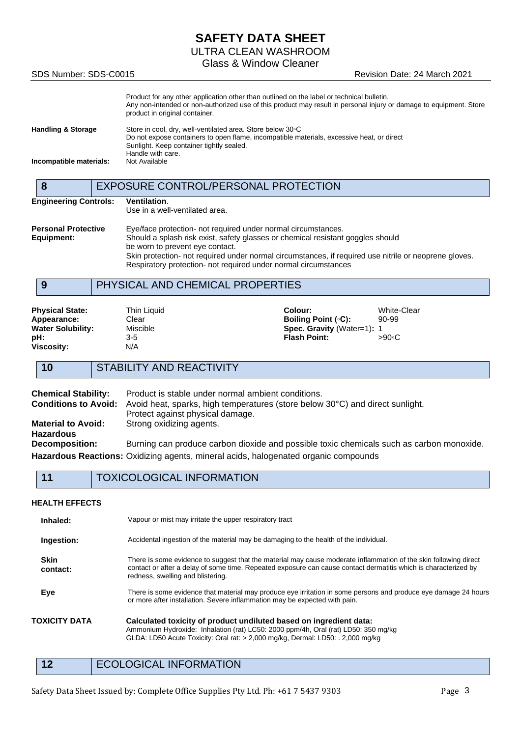Product for any other application other than outlined on the label or technical bulletin.
Any non-intended or non-authorized use of this product may result in personal injury or damage to equipment. Store product in original container.

**Handling & Storage** Store in cool, dry, well-ventilated area. Store below 30◦C
Do not expose containers to open flame, incompatible materials, excessive heat, or direct Sunlight. Keep container tightly sealed.
Handle with care.

**Incompatible materials:** Not Available

## 8 EXPOSURE CONTROL/PERSONAL PROTECTION

**Engineering Controls:** **Ventilation**.
Use in a well-ventilated area.

**Personal Protective Equipment:** Eye/face protection- not required under normal circumstances.
Should a splash risk exist, safety glasses or chemical resistant goggles should be worn to prevent eye contact.
Skin protection- not required under normal circumstances, if required use nitrile or neoprene gloves.
Respiratory protection- not required under normal circumstances

## 9 PHYSICAL AND CHEMICAL PROPERTIES

| | | | |
|---|---|---|---|
| **Physical State:** | Thin Liquid | **Colour:** | White-Clear |
| **Appearance:** | Clear | **Boiling Point (◦C):** | 90-99 |
| **Water Solubility:** | Miscible | **Spec. Gravity** (Water=1): | 1 |
| **pH:** | 3-5 | **Flash Point:** | >90◦C |
| **Viscosity:** | N/A | | |

## 10 STABILITY AND REACTIVITY

**Chemical Stability:** Product is stable under normal ambient conditions.

**Conditions to Avoid:** Avoid heat, sparks, high temperatures (store below 30°C) and direct sunlight. Protect against physical damage.

**Material to Avoid:** Strong oxidizing agents.

**Hazardous Decomposition:** Burning can produce carbon dioxide and possible toxic chemicals such as carbon monoxide.

**Hazardous Reactions:** Oxidizing agents, mineral acids, halogenated organic compounds

## 11 TOXICOLOGICAL INFORMATION

**HEALTH EFFECTS**

**Inhaled:** Vapour or mist may irritate the upper respiratory tract

**Ingestion:** Accidental ingestion of the material may be damaging to the health of the individual.

**Skin contact:** There is some evidence to suggest that the material may cause moderate inflammation of the skin following direct contact or after a delay of some time. Repeated exposure can cause contact dermatitis which is characterized by redness, swelling and blistering.

**Eye** There is some evidence that material may produce eye irritation in some persons and produce eye damage 24 hours or more after installation. Severe inflammation may be expected with pain.

**TOXICITY DATA** **Calculated toxicity of product undiluted based on ingredient data:**
Ammonium Hydroxide: Inhalation (rat) LC50: 2000 ppm/4h, Oral (rat) LD50: 350 mg/kg
GLDA: LD50 Acute Toxicity: Oral rat: > 2,000 mg/kg, Dermal: LD50: . 2,000 mg/kg

## 12 ECOLOGICAL INFORMATION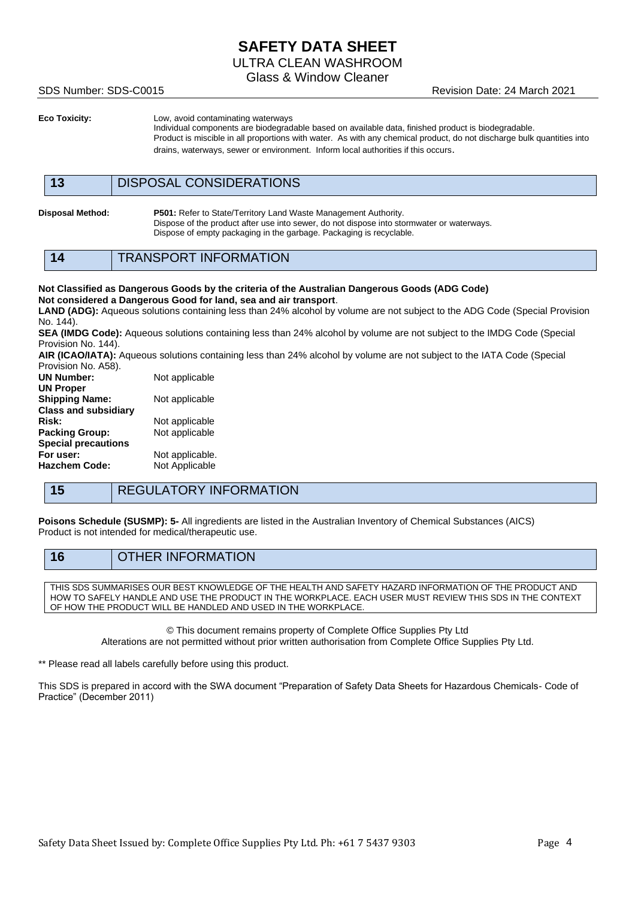**Eco Toxicity:** Low, avoid contaminating waterways
Individual components are biodegradable based on available data, finished product is biodegradable.
Product is miscible in all proportions with water. As with any chemical product, do not discharge bulk quantities into drains, waterways, sewer or environment. Inform local authorities if this occurs.

## 13 DISPOSAL CONSIDERATIONS

**Disposal Method:** **P501:** Refer to State/Territory Land Waste Management Authority.
Dispose of the product after use into sewer, do not dispose into stormwater or waterways.
Dispose of empty packaging in the garbage. Packaging is recyclable.

## 14 TRANSPORT INFORMATION

**Not Classified as Dangerous Goods by the criteria of the Australian Dangerous Goods (ADG Code)**
**Not considered a Dangerous Good for land, sea and air transport**.

**LAND (ADG):** Aqueous solutions containing less than 24% alcohol by volume are not subject to the ADG Code (Special Provision No. 144).

**SEA (IMDG Code):** Aqueous solutions containing less than 24% alcohol by volume are not subject to the IMDG Code (Special Provision No. 144).

**AIR (ICAO/IATA):** Aqueous solutions containing less than 24% alcohol by volume are not subject to the IATA Code (Special Provision No. A58).

**UN Number:** Not applicable
**UN Proper Shipping Name:** Not applicable
**Class and subsidiary Risk:** Not applicable
**Packing Group:** Not applicable
**Special precautions For user:** Not applicable.
**Hazchem Code:** Not Applicable

## 15 REGULATORY INFORMATION

**Poisons Schedule (SUSMP): 5-** All ingredients are listed in the Australian Inventory of Chemical Substances (AICS)
Product is not intended for medical/therapeutic use.

## 16 OTHER INFORMATION

THIS SDS SUMMARISES OUR BEST KNOWLEDGE OF THE HEALTH AND SAFETY HAZARD INFORMATION OF THE PRODUCT AND HOW TO SAFELY HANDLE AND USE THE PRODUCT IN THE WORKPLACE. EACH USER MUST REVIEW THIS SDS IN THE CONTEXT OF HOW THE PRODUCT WILL BE HANDLED AND USED IN THE WORKPLACE.

© This document remains property of Complete Office Supplies Pty Ltd
Alterations are not permitted without prior written authorisation from Complete Office Supplies Pty Ltd.

** Please read all labels carefully before using this product.

This SDS is prepared in accord with the SWA document "Preparation of Safety Data Sheets for Hazardous Chemicals- Code of Practice" (December 2011)